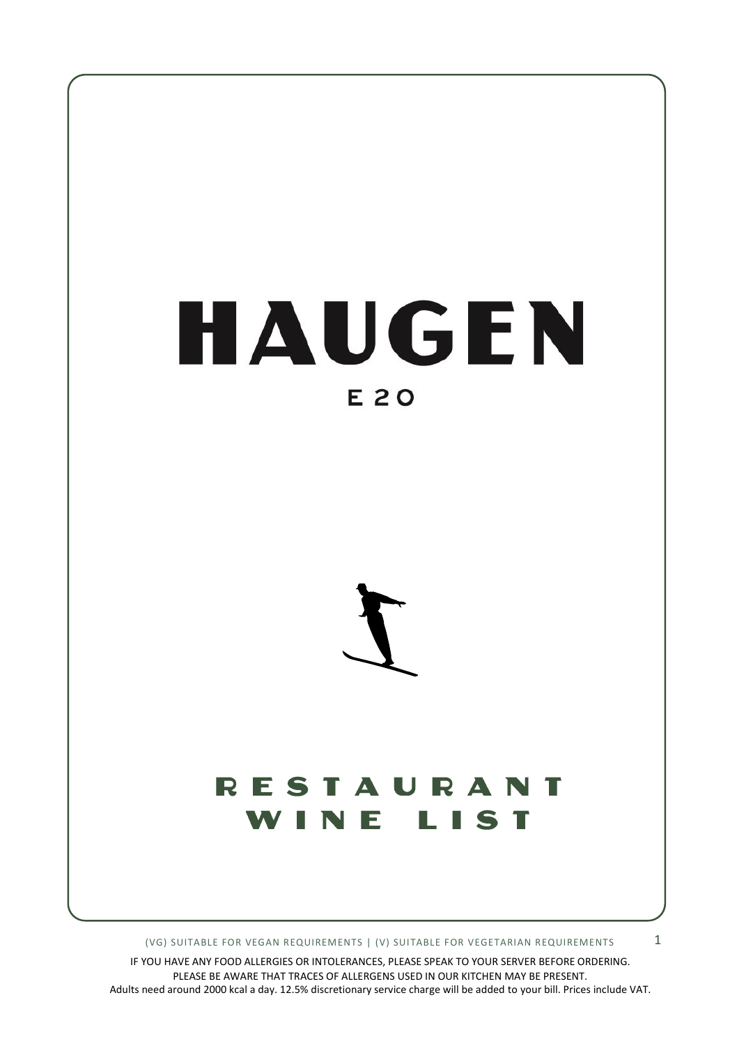# HAUGEN

## E20

## RESTAURANT WINE LIST

(VG) SUITABLE FOR VEGAN REQUIREMENTS | (V) SUITABLE FOR VEGETARIAN REQUIREMENTS

IF YOU HAVE ANY FOOD ALLERGIES OR INTOLERANCES, PLEASE SPEAK TO YOUR SERVER BEFORE ORDERING.
PLEASE BE AWARE THAT TRACES OF ALLERGENS USED IN OUR KITCHEN MAY BE PRESENT.
Adults need around 2000 kcal a day. 12.5% discretionary service charge will be added to your bill. Prices include VAT.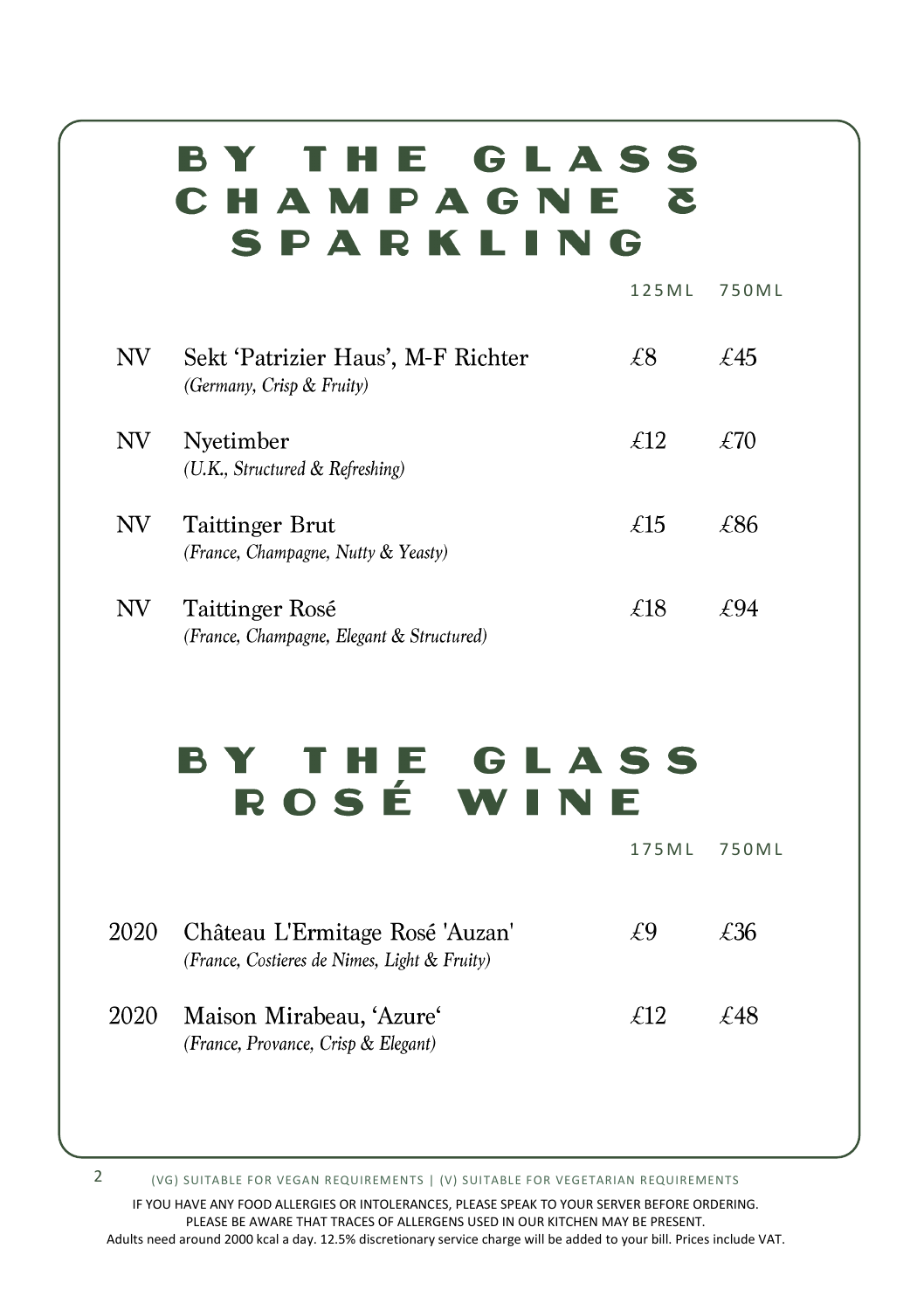# BY THE GLASS CHAMPAGNE & SPARKLING

| | | 125ML | 750ML |
|---|---|---|---|
| NV | Sekt 'Patrizier Haus', M-F Richter *(Germany, Crisp & Fruity)* | £8 | £45 |
| NV | Nyetimber *(U.K., Structured & Refreshing)* | £12 | £70 |
| NV | Taittinger Brut *(France, Champagne, Nutty & Yeasty)* | £15 | £86 |
| NV | Taittinger Rosé *(France, Champagne, Elegant & Structured)* | £18 | £94 |

# BY THE GLASS ROSÉ WINE

| | | 175ML | 750ML |
|---|---|---|---|
| 2020 | Château L'Ermitage Rosé 'Auzan' *(France, Costieres de Nimes, Light & Fruity)* | £9 | £36 |
| 2020 | Maison Mirabeau, 'Azure' *(France, Provance, Crisp & Elegant)* | £12 | £48 |

(VG) SUITABLE FOR VEGAN REQUIREMENTS | (V) SUITABLE FOR VEGETARIAN REQUIREMENTS

IF YOU HAVE ANY FOOD ALLERGIES OR INTOLERANCES, PLEASE SPEAK TO YOUR SERVER BEFORE ORDERING.
PLEASE BE AWARE THAT TRACES OF ALLERGENS USED IN OUR KITCHEN MAY BE PRESENT.
Adults need around 2000 kcal a day. 12.5% discretionary service charge will be added to your bill. Prices include VAT.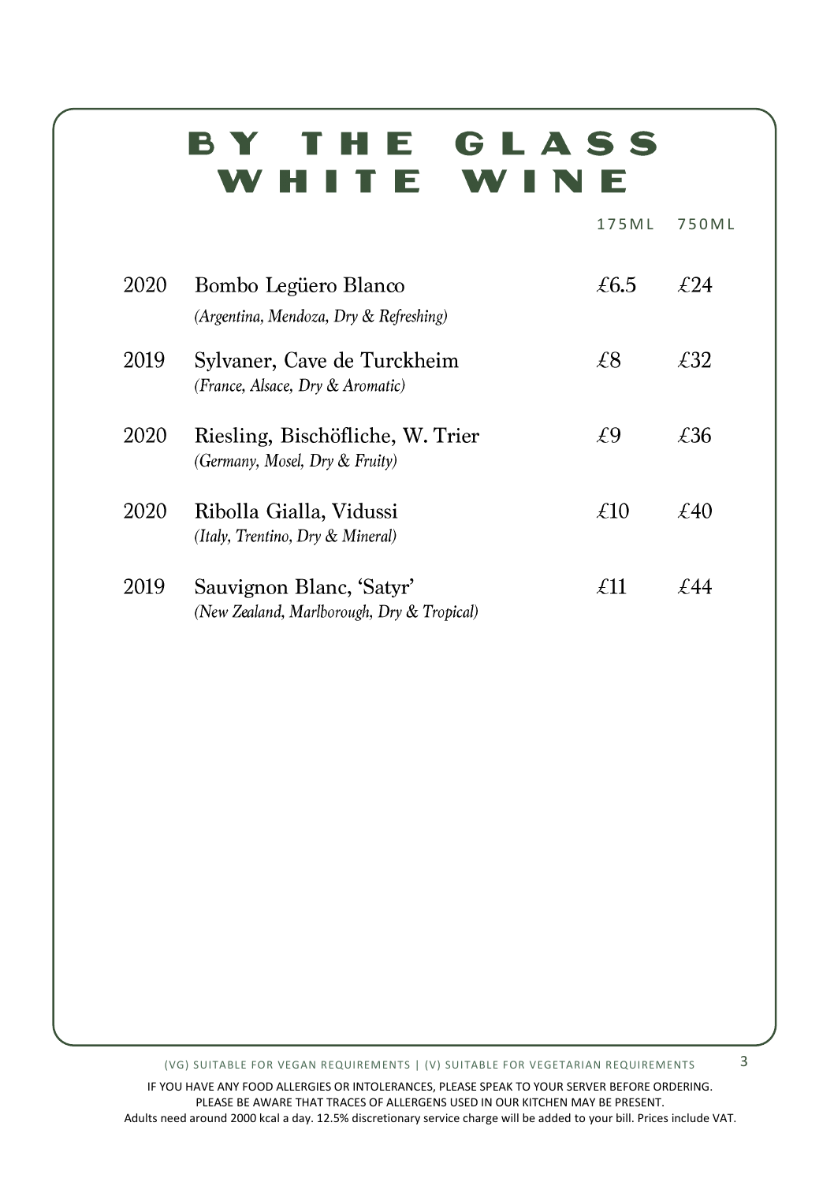# BY THE GLASS
# WHITE WINE

| | | 175ML | 750ML |
|---|---|---|---|
| 2020 | Bombo Legüero Blanco<br>*(Argentina, Mendoza, Dry & Refreshing)* | £6.5 | £24 |
| 2019 | Sylvaner, Cave de Turckheim<br>*(France, Alsace, Dry & Aromatic)* | £8 | £32 |
| 2020 | Riesling, Bischöfliche, W. Trier<br>*(Germany, Mosel, Dry & Fruity)* | £9 | £36 |
| 2020 | Ribolla Gialla, Vidussi<br>*(Italy, Trentino, Dry & Mineral)* | £10 | £40 |
| 2019 | Sauvignon Blanc, 'Satyr'<br>*(New Zealand, Marlborough, Dry & Tropical)* | £11 | £44 |

(VG) SUITABLE FOR VEGAN REQUIREMENTS | (V) SUITABLE FOR VEGETARIAN REQUIREMENTS

IF YOU HAVE ANY FOOD ALLERGIES OR INTOLERANCES, PLEASE SPEAK TO YOUR SERVER BEFORE ORDERING.
PLEASE BE AWARE THAT TRACES OF ALLERGENS USED IN OUR KITCHEN MAY BE PRESENT.
Adults need around 2000 kcal a day. 12.5% discretionary service charge will be added to your bill. Prices include VAT.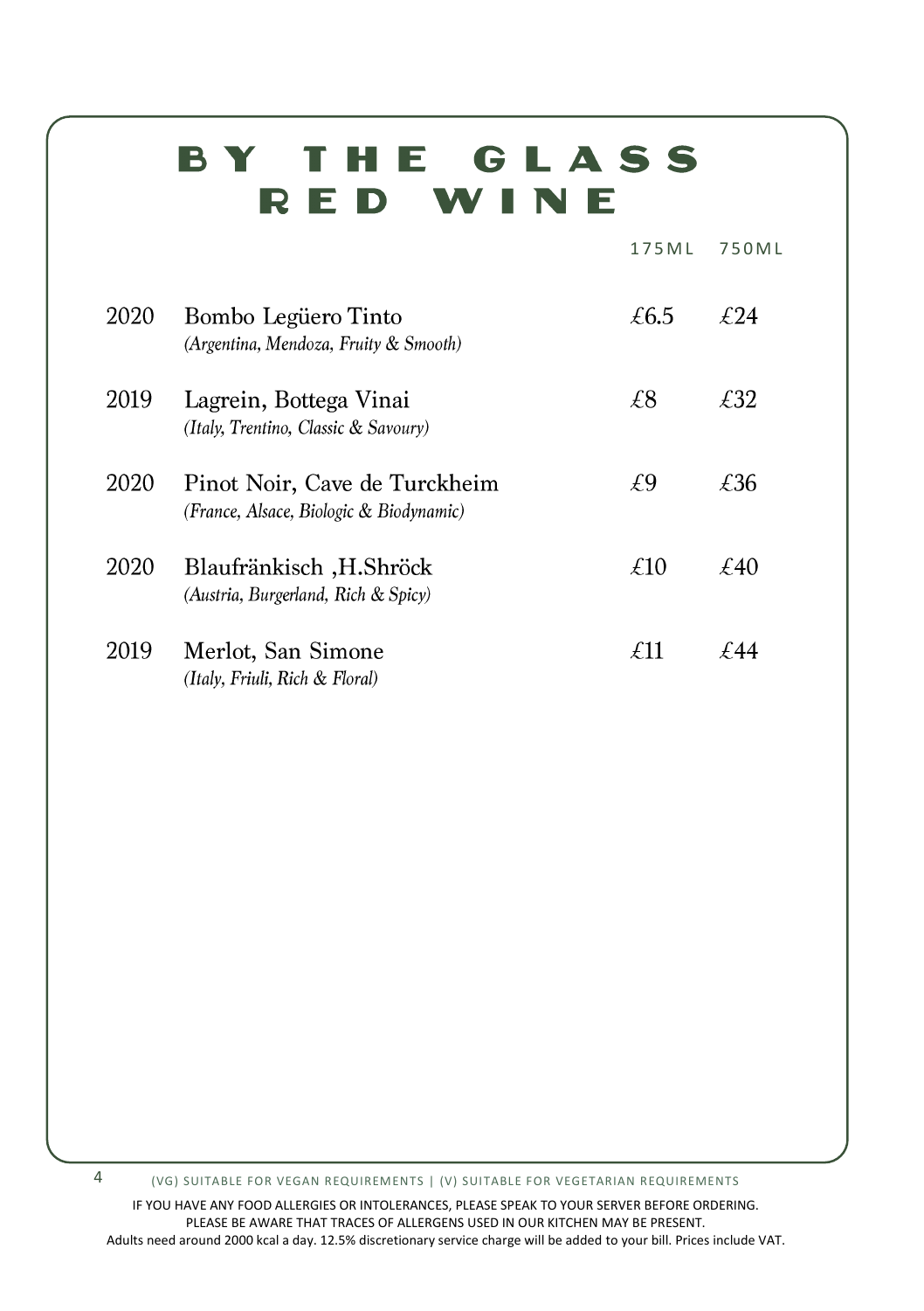# BY THE GLASS
# RED WINE

| | | 175ML | 750ML |
|---|---|---|---|
| 2020 | Bombo Legüero Tinto<br>*(Argentina, Mendoza, Fruity & Smooth)* | £6.5 | £24 |
| 2019 | Lagrein, Bottega Vinai<br>*(Italy, Trentino, Classic & Savoury)* | £8 | £32 |
| 2020 | Pinot Noir, Cave de Turckheim<br>*(France, Alsace, Biologic & Biodynamic)* | £9 | £36 |
| 2020 | Blaufränkisch ,H.Shröck<br>*(Austria, Burgerland, Rich & Spicy)* | £10 | £40 |
| 2019 | Merlot, San Simone<br>*(Italy, Friuli, Rich & Floral)* | £11 | £44 |

(VG) SUITABLE FOR VEGAN REQUIREMENTS | (V) SUITABLE FOR VEGETARIAN REQUIREMENTS

IF YOU HAVE ANY FOOD ALLERGIES OR INTOLERANCES, PLEASE SPEAK TO YOUR SERVER BEFORE ORDERING.
PLEASE BE AWARE THAT TRACES OF ALLERGENS USED IN OUR KITCHEN MAY BE PRESENT.
Adults need around 2000 kcal a day. 12.5% discretionary service charge will be added to your bill. Prices include VAT.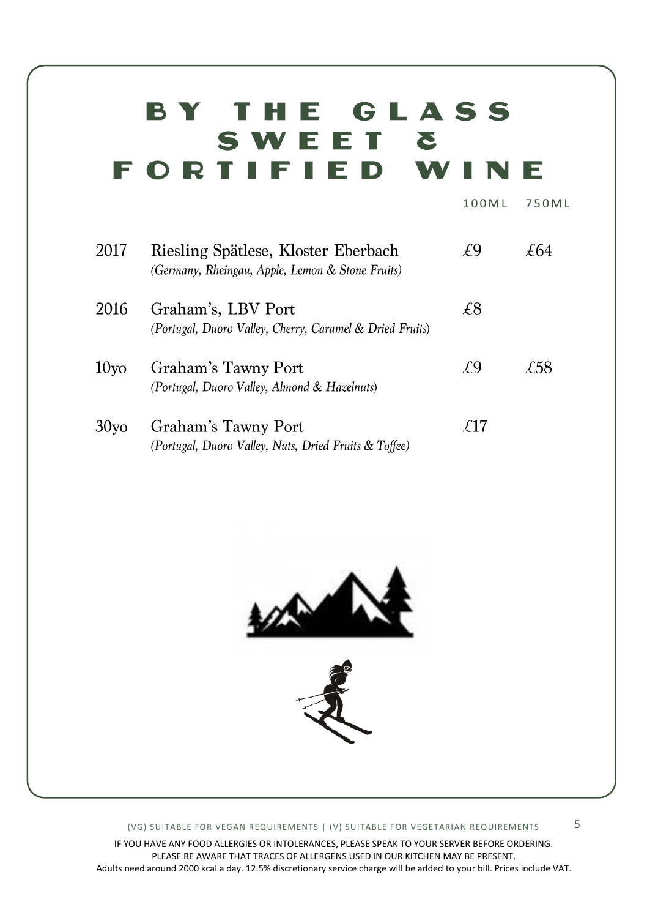# BY THE GLASS SWEET & FORTIFIED WINE

| | | 100ML | 750ML |
|---|---|---|---|
| 2017 | Riesling Spätlese, Kloster Eberbach<br>*(Germany, Rheingau, Apple, Lemon & Stone Fruits)* | £9 | £64 |
| 2016 | Graham's, LBV Port<br>*(Portugal, Duoro Valley, Cherry, Caramel & Dried Fruits)* | £8 | |
| 10yo | Graham's Tawny Port<br>*(Portugal, Duoro Valley, Almond & Hazelnuts)* | £9 | £58 |
| 30yo | Graham's Tawny Port<br>*(Portugal, Duoro Valley, Nuts, Dried Fruits & Toffee)* | £17 | |

(VG) SUITABLE FOR VEGAN REQUIREMENTS | (V) SUITABLE FOR VEGETARIAN REQUIREMENTS

IF YOU HAVE ANY FOOD ALLERGIES OR INTOLERANCES, PLEASE SPEAK TO YOUR SERVER BEFORE ORDERING.
PLEASE BE AWARE THAT TRACES OF ALLERGENS USED IN OUR KITCHEN MAY BE PRESENT.
Adults need around 2000 kcal a day. 12.5% discretionary service charge will be added to your bill. Prices include VAT.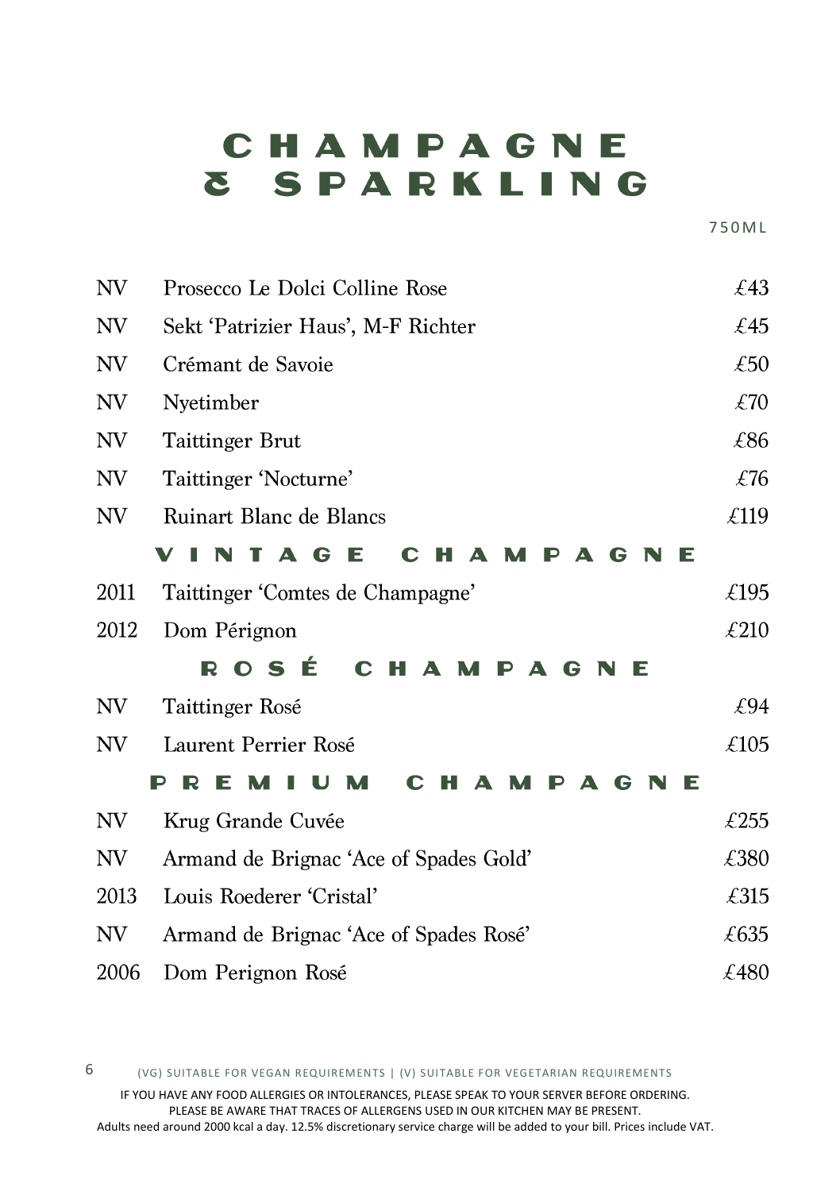# CHAMPAGNE & SPARKLING

750ML

| | | |
|---|---|---|
| NV | Prosecco Le Dolci Colline Rose | £43 |
| NV | Sekt 'Patrizier Haus', M-F Richter | £45 |
| NV | Crémant de Savoie | £50 |
| NV | Nyetimber | £70 |
| NV | Taittinger Brut | £86 |
| NV | Taittinger 'Nocturne' | £76 |
| NV | Ruinart Blanc de Blancs | £119 |

## VINTAGE CHAMPAGNE

| | | |
|---|---|---|
| 2011 | Taittinger 'Comtes de Champagne' | £195 |
| 2012 | Dom Pérignon | £210 |

## ROSÉ CHAMPAGNE

| | | |
|---|---|---|
| NV | Taittinger Rosé | £94 |
| NV | Laurent Perrier Rosé | £105 |

## PREMIUM CHAMPAGNE

| | | |
|---|---|---|
| NV | Krug Grande Cuvée | £255 |
| NV | Armand de Brignac 'Ace of Spades Gold' | £380 |
| 2013 | Louis Roederer 'Cristal' | £315 |
| NV | Armand de Brignac 'Ace of Spades Rosé' | £635 |
| 2006 | Dom Perignon Rosé | £480 |

(VG) SUITABLE FOR VEGAN REQUIREMENTS | (V) SUITABLE FOR VEGETARIAN REQUIREMENTS

IF YOU HAVE ANY FOOD ALLERGIES OR INTOLERANCES, PLEASE SPEAK TO YOUR SERVER BEFORE ORDERING.
PLEASE BE AWARE THAT TRACES OF ALLERGENS USED IN OUR KITCHEN MAY BE PRESENT.
Adults need around 2000 kcal a day. 12.5% discretionary service charge will be added to your bill. Prices include VAT.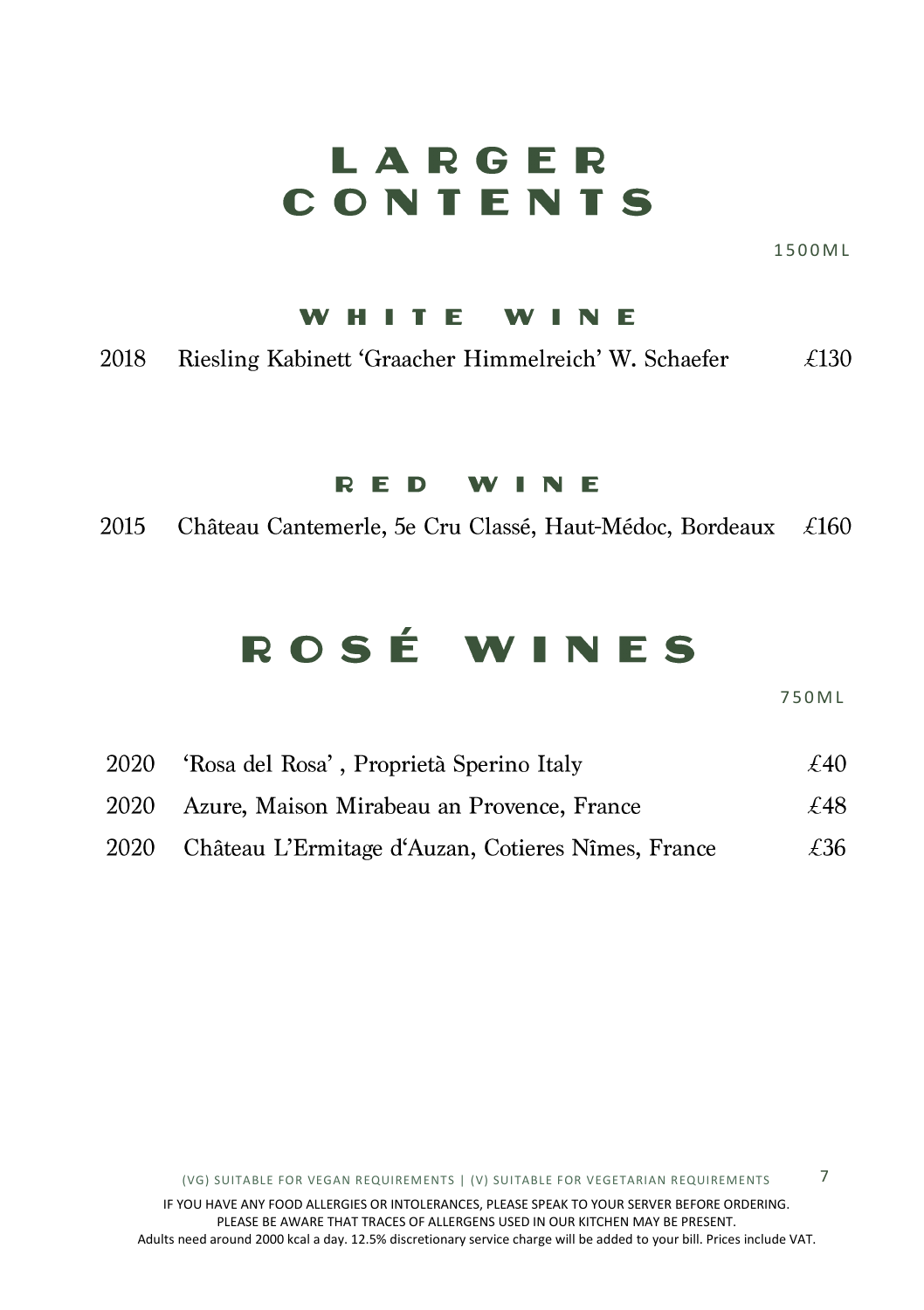# LARGER CONTENTS

1500ML

## WHITE WINE

| | | |
|---|---|---|
| 2018 | Riesling Kabinett 'Graacher Himmelreich' W. Schaefer | £130 |

## RED WINE

| | | |
|---|---|---|
| 2015 | Château Cantemerle, 5e Cru Classé, Haut-Médoc, Bordeaux | £160 |

# ROSÉ WINES

750ML

| | | |
|---|---|---|
| 2020 | 'Rosa del Rosa' , Proprietà Sperino Italy | £40 |
| 2020 | Azure, Maison Mirabeau an Provence, France | £48 |
| 2020 | Château L'Ermitage d'Auzan, Cotieres Nîmes, France | £36 |

(VG) SUITABLE FOR VEGAN REQUIREMENTS | (V) SUITABLE FOR VEGETARIAN REQUIREMENTS

IF YOU HAVE ANY FOOD ALLERGIES OR INTOLERANCES, PLEASE SPEAK TO YOUR SERVER BEFORE ORDERING.
PLEASE BE AWARE THAT TRACES OF ALLERGENS USED IN OUR KITCHEN MAY BE PRESENT.
Adults need around 2000 kcal a day. 12.5% discretionary service charge will be added to your bill. Prices include VAT.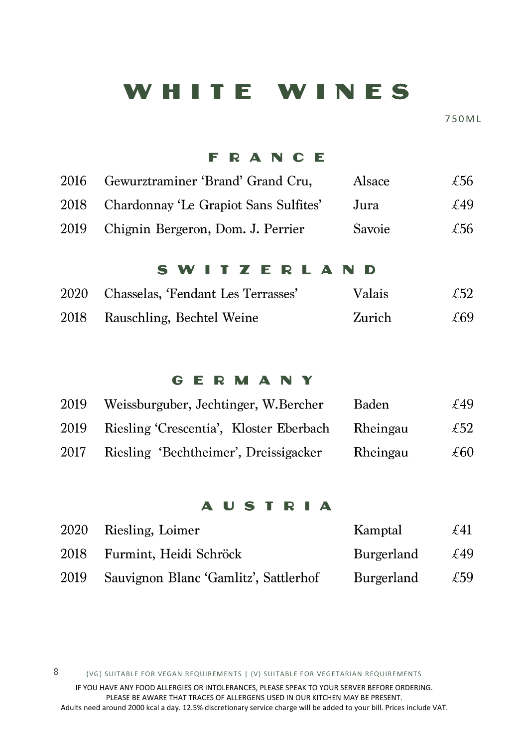# WHITE WINES

750ML

## FRANCE

| | | | |
|---|---|---|---|
| 2016 | Gewurztraminer 'Brand' Grand Cru, | Alsace | £56 |
| 2018 | Chardonnay 'Le Grapiot Sans Sulfites' | Jura | £49 |
| 2019 | Chignin Bergeron, Dom. J. Perrier | Savoie | £56 |

## SWITZERLAND

| | | | |
|---|---|---|---|
| 2020 | Chasselas, 'Fendant Les Terrasses' | Valais | £52 |
| 2018 | Rauschling, Bechtel Weine | Zurich | £69 |

## GERMANY

| | | | |
|---|---|---|---|
| 2019 | Weissburguber, Jechtinger, W.Bercher | Baden | £49 |
| 2019 | Riesling 'Crescentia', Kloster Eberbach | Rheingau | £52 |
| 2017 | Riesling 'Bechtheimer', Dreissigacker | Rheingau | £60 |

## AUSTRIA

| | | | |
|---|---|---|---|
| 2020 | Riesling, Loimer | Kamptal | £41 |
| 2018 | Furmint, Heidi Schröck | Burgerland | £49 |
| 2019 | Sauvignon Blanc 'Gamlitz', Sattlerhof | Burgerland | £59 |

(VG) SUITABLE FOR VEGAN REQUIREMENTS | (V) SUITABLE FOR VEGETARIAN REQUIREMENTS

IF YOU HAVE ANY FOOD ALLERGIES OR INTOLERANCES, PLEASE SPEAK TO YOUR SERVER BEFORE ORDERING.
PLEASE BE AWARE THAT TRACES OF ALLERGENS USED IN OUR KITCHEN MAY BE PRESENT.
Adults need around 2000 kcal a day. 12.5% discretionary service charge will be added to your bill. Prices include VAT.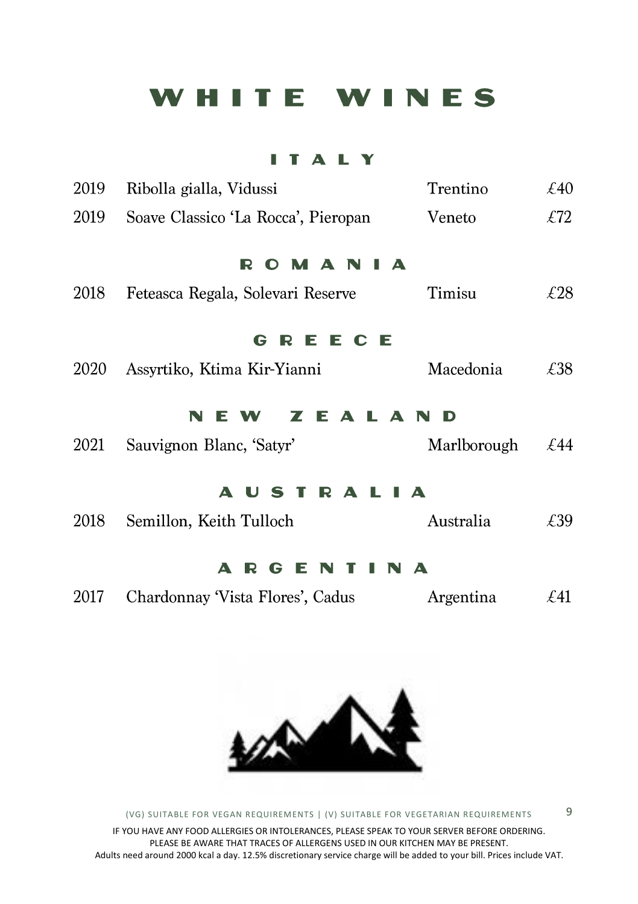# WHITE WINES

## ITALY

| | | | |
|---|---|---|---|
| 2019 | Ribolla gialla, Vidussi | Trentino | £40 |
| 2019 | Soave Classico 'La Rocca', Pieropan | Veneto | £72 |

## ROMANIA

| | | | |
|---|---|---|---|
| 2018 | Feteasca Regala, Solevari Reserve | Timisu | £28 |

## GREECE

| | | | |
|---|---|---|---|
| 2020 | Assyrtiko, Ktima Kir-Yianni | Macedonia | £38 |

## NEW ZEALAND

| | | | |
|---|---|---|---|
| 2021 | Sauvignon Blanc, 'Satyr' | Marlborough | £44 |

## AUSTRALIA

| | | | |
|---|---|---|---|
| 2018 | Semillon, Keith Tulloch | Australia | £39 |

## ARGENTINA

| | | | |
|---|---|---|---|
| 2017 | Chardonnay 'Vista Flores', Cadus | Argentina | £41 |

(VG) SUITABLE FOR VEGAN REQUIREMENTS | (V) SUITABLE FOR VEGETARIAN REQUIREMENTS

IF YOU HAVE ANY FOOD ALLERGIES OR INTOLERANCES, PLEASE SPEAK TO YOUR SERVER BEFORE ORDERING.
PLEASE BE AWARE THAT TRACES OF ALLERGENS USED IN OUR KITCHEN MAY BE PRESENT.
Adults need around 2000 kcal a day. 12.5% discretionary service charge will be added to your bill. Prices include VAT.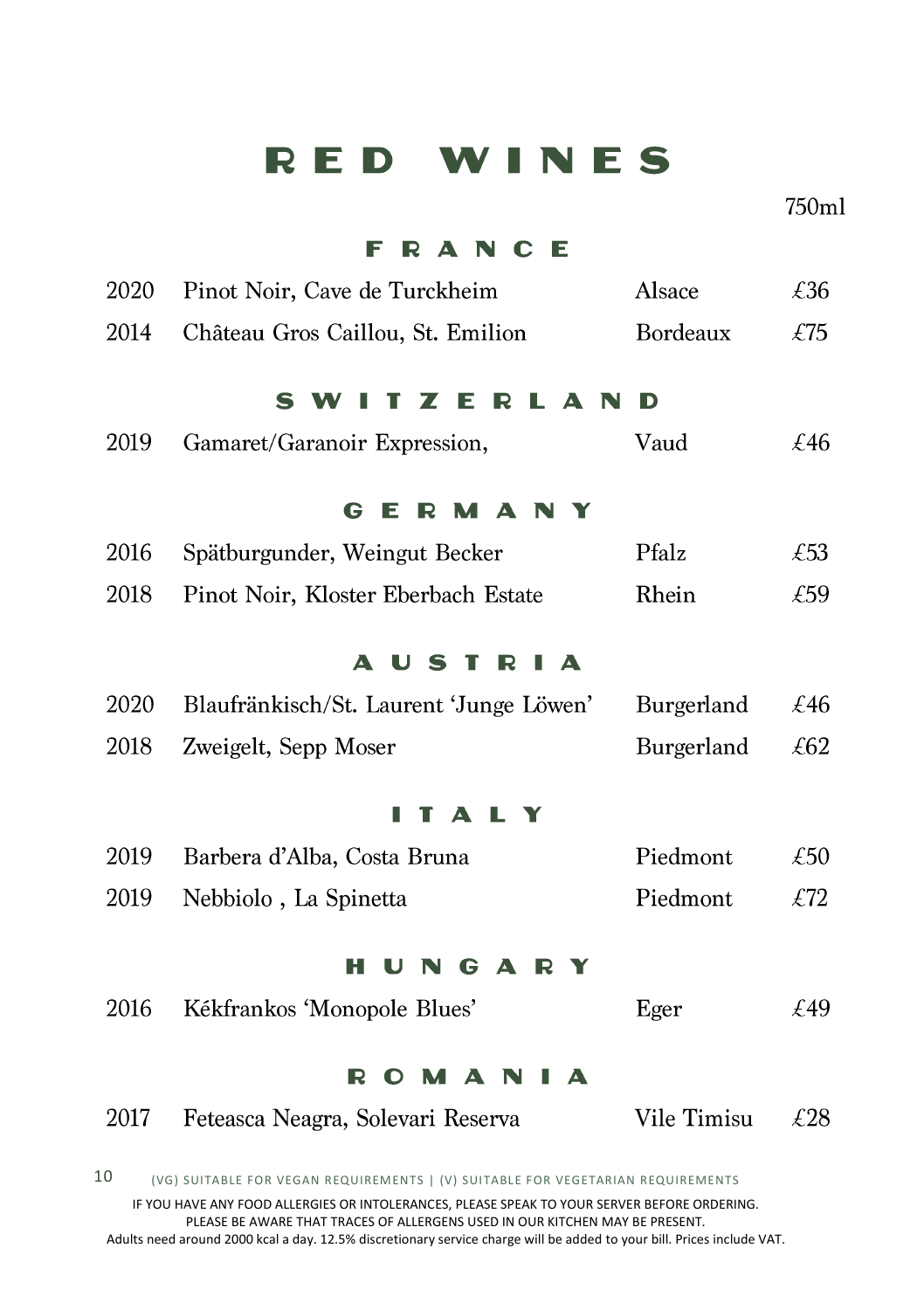# RED WINES

750ml

## FRANCE

| | | | |
|---|---|---|---|
| 2020 | Pinot Noir, Cave de Turckheim | Alsace | £36 |
| 2014 | Château Gros Caillou, St. Emilion | Bordeaux | £75 |

## SWITZERLAND

| | | | |
|---|---|---|---|
| 2019 | Gamaret/Garanoir Expression, | Vaud | £46 |

## GERMANY

| | | | |
|---|---|---|---|
| 2016 | Spätburgunder, Weingut Becker | Pfalz | £53 |
| 2018 | Pinot Noir, Kloster Eberbach Estate | Rhein | £59 |

## AUSTRIA

| | | | |
|---|---|---|---|
| 2020 | Blaufränkisch/St. Laurent 'Junge Löwen' | Burgerland | £46 |
| 2018 | Zweigelt, Sepp Moser | Burgerland | £62 |

## ITALY

| | | | |
|---|---|---|---|
| 2019 | Barbera d'Alba, Costa Bruna | Piedmont | £50 |
| 2019 | Nebbiolo , La Spinetta | Piedmont | £72 |

## HUNGARY

| | | | |
|---|---|---|---|
| 2016 | Kékfrankos 'Monopole Blues' | Eger | £49 |

## ROMANIA

| | | | |
|---|---|---|---|
| 2017 | Feteasca Neagra, Solevari Reserva | Vile Timisu | £28 |

(VG) SUITABLE FOR VEGAN REQUIREMENTS | (V) SUITABLE FOR VEGETARIAN REQUIREMENTS

IF YOU HAVE ANY FOOD ALLERGIES OR INTOLERANCES, PLEASE SPEAK TO YOUR SERVER BEFORE ORDERING.
PLEASE BE AWARE THAT TRACES OF ALLERGENS USED IN OUR KITCHEN MAY BE PRESENT.
Adults need around 2000 kcal a day. 12.5% discretionary service charge will be added to your bill. Prices include VAT.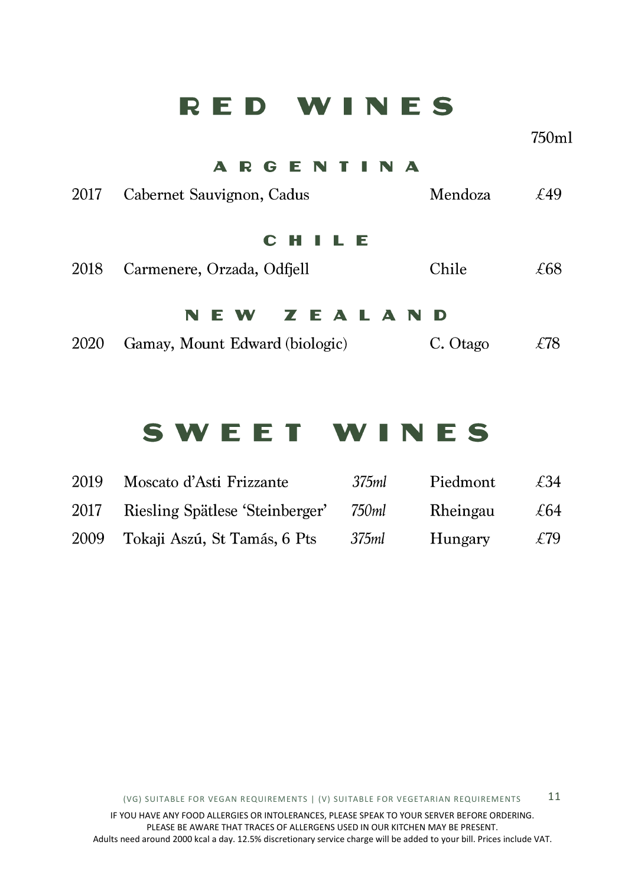# RED WINES

750ml

## ARGENTINA

| | | | |
|---|---|---|---|
| 2017 | Cabernet Sauvignon, Cadus | Mendoza | £49 |

## CHILE

| | | | |
|---|---|---|---|
| 2018 | Carmenere, Orzada, Odfjell | Chile | £68 |

## NEW ZEALAND

| | | | |
|---|---|---|---|
| 2020 | Gamay, Mount Edward (biologic) | C. Otago | £78 |

# SWEET WINES

| | | | | |
|---|---|---|---|---|
| 2019 | Moscato d'Asti Frizzante | *375ml* | Piedmont | £34 |
| 2017 | Riesling Spätlese 'Steinberger' | *750ml* | Rheingau | £64 |
| 2009 | Tokaji Aszú, St Tamás, 6 Pts | *375ml* | Hungary | £79 |

(VG) SUITABLE FOR VEGAN REQUIREMENTS | (V) SUITABLE FOR VEGETARIAN REQUIREMENTS

IF YOU HAVE ANY FOOD ALLERGIES OR INTOLERANCES, PLEASE SPEAK TO YOUR SERVER BEFORE ORDERING.
PLEASE BE AWARE THAT TRACES OF ALLERGENS USED IN OUR KITCHEN MAY BE PRESENT.
Adults need around 2000 kcal a day. 12.5% discretionary service charge will be added to your bill. Prices include VAT.